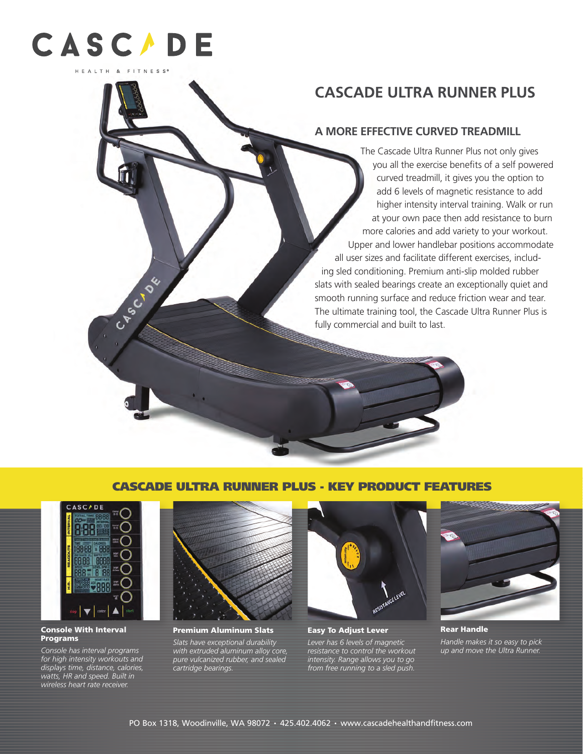# CASCADE ULTRA RUNNER PLUS

## A MORE EFFECTIVE CURVED TREADMILL

The Cascade Ultra Runner Plus not only gives you all the exercise benefits of a self powered curved treadmill, it gives you the option to add 6 levels of magnetic resistance to add higher intensity interval training. Walk or run at your own pace then add resistance to burn more calories and add variety to your workout. Upper and lower handlebar positions accommodate all user sizes and facilitate different exercises, including sled conditioning. Premium anti-slip molded rubber slats with sealed bearings create an exceptionally quiet and smooth running surface and reduce friction wear and tear. The ultimate training tool, the Cascade Ultra Runner Plus is fully commercial and built to last.

## CASCADE ULTRA RUNNER PLUS - KEY PRODUCT FEATURES

**Console With Interval Programs**

*Console has interval programs for high intensity workouts and displays time, distance, calories, watts, HR and speed. Built in wireless heart rate receiver.*

**Premium Aluminum Slats**

*Slats have exceptional durability with extruded aluminum alloy core, pure vulcanized rubber, and sealed cartridge bearings.*

**Easy To Adjust Lever**

*Lever has 6 levels of magnetic resistance to control the workout intensity. Range allows you to go from free running to a sled push.*

**Rear Handle**

*Handle makes it so easy to pick up and move the Ultra Runner.*

PO Box 1318, Woodinville, WA 98072 • 425.402.4062 • www.cascadehealthandfitness.com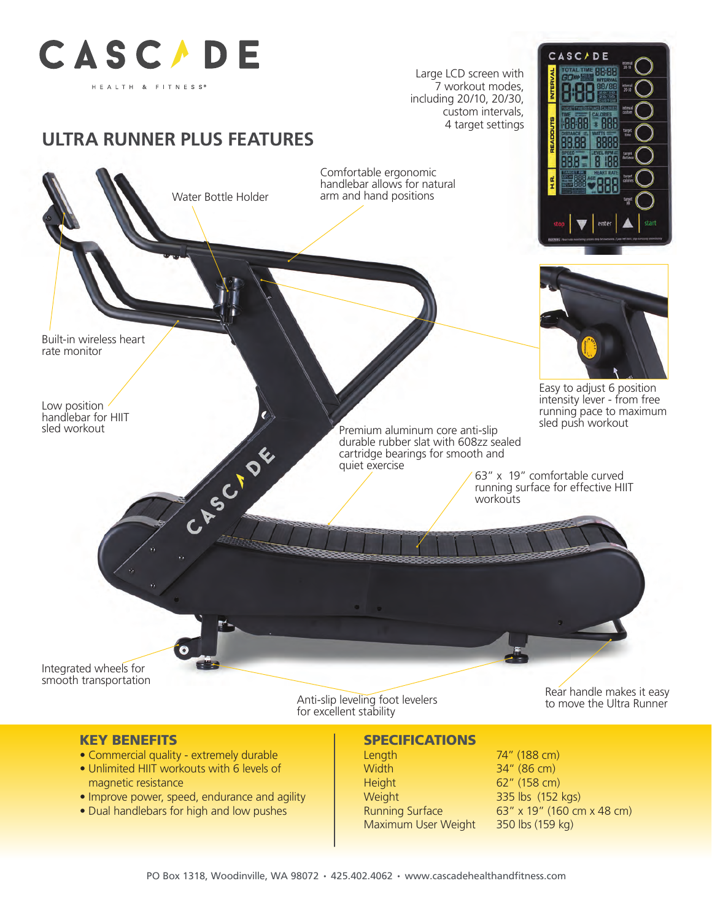CASCADE

HEALTH & FITNESS®

## ULTRA RUNNER PLUS FEATURES

Large LCD screen with 7 workout modes, including 20/10, 20/30, custom intervals, 4 target settings

Water Bottle Holder

Comfortable ergonomic handlebar allows for natural arm and hand positions

Built-in wireless heart rate monitor

Low position handlebar for HIIT sled workout

Easy to adjust 6 position intensity lever - from free running pace to maximum sled push workout

Premium aluminum core anti-slip durable rubber slat with 608zz sealed cartridge bearings for smooth and quiet exercise

63" x 19" comfortable curved running surface for effective HIIT workouts

Integrated wheels for smooth transportation

Anti-slip leveling foot levelers for excellent stability

Rear handle makes it easy to move the Ultra Runner

### KEY BENEFITS

- Commercial quality - extremely durable
- Unlimited HIIT workouts with 6 levels of magnetic resistance
- Improve power, speed, endurance and agility
- Dual handlebars for high and low pushes

### SPECIFICATIONS

| | |
|---|---|
| Length | 74" (188 cm) |
| Width | 34" (86 cm) |
| Height | 62" (158 cm) |
| Weight | 335 lbs (152 kgs) |
| Running Surface | 63" x 19" (160 cm x 48 cm) |
| Maximum User Weight | 350 lbs (159 kg) |

PO Box 1318, Woodinville, WA 98072 • 425.402.4062 • www.cascadehealthandfitness.com